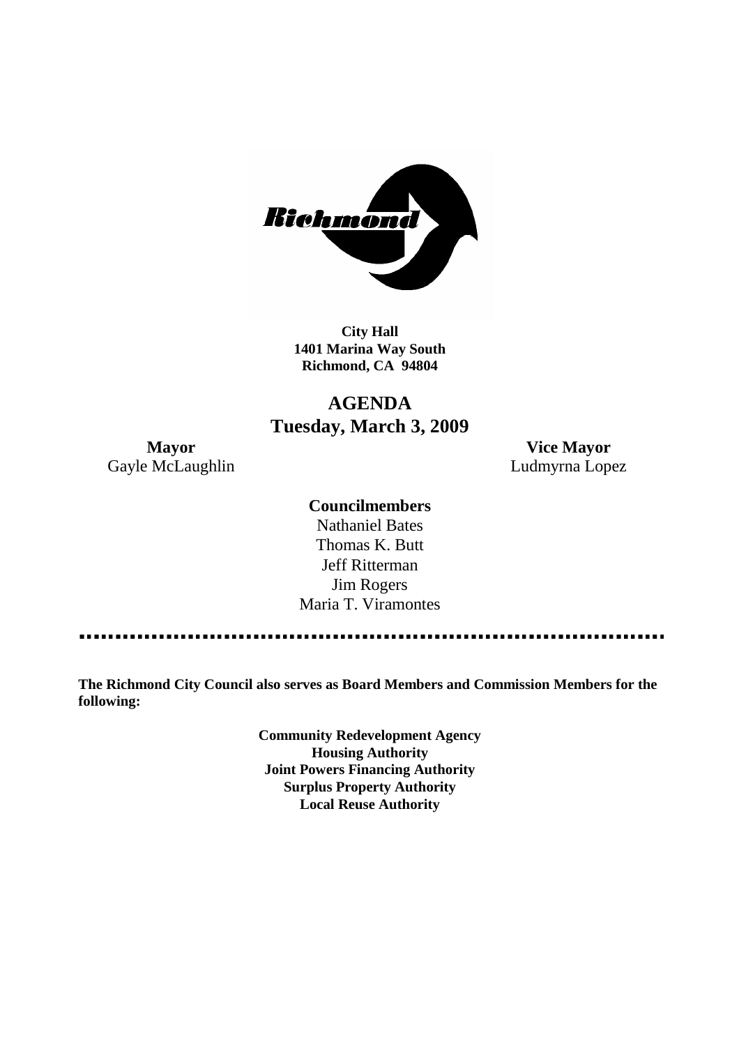**City Hall**
**1401 Marina Way South**
**Richmond, CA 94804**

# AGENDA
## Tuesday, March 3, 2009

**Mayor**
Gayle McLaughlin

**Vice Mayor**
Ludmyrna Lopez

**Councilmembers**
Nathaniel Bates
Thomas K. Butt
Jeff Ritterman
Jim Rogers
Maria T. Viramontes

---

**The Richmond City Council also serves as Board Members and Commission Members for the following:**

**Community Redevelopment Agency**
**Housing Authority**
**Joint Powers Financing Authority**
**Surplus Property Authority**
**Local Reuse Authority**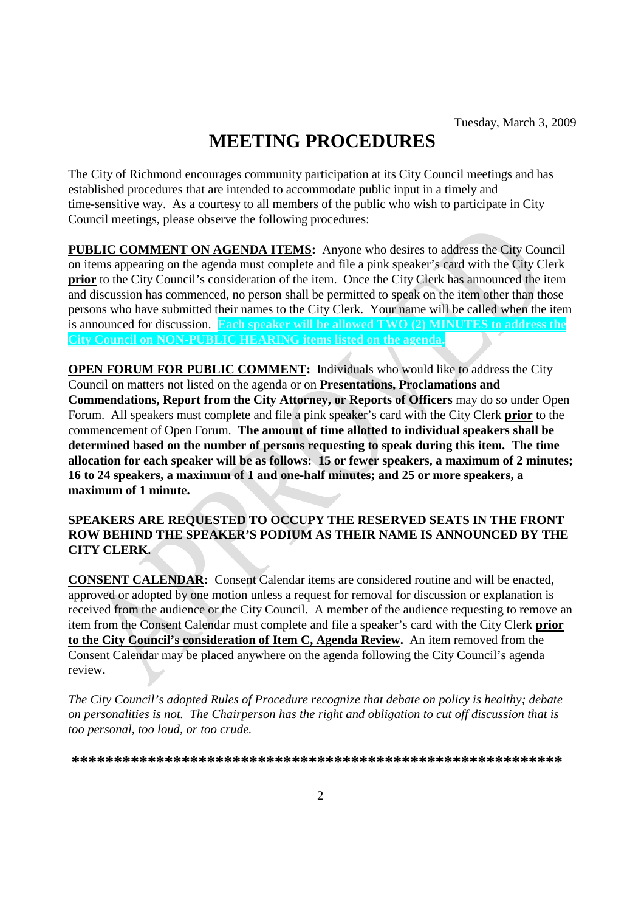Tuesday, March 3, 2009

# MEETING PROCEDURES

The City of Richmond encourages community participation at its City Council meetings and has established procedures that are intended to accommodate public input in a timely and time-sensitive way. As a courtesy to all members of the public who wish to participate in City Council meetings, please observe the following procedures:

**PUBLIC COMMENT ON AGENDA ITEMS:** Anyone who desires to address the City Council on items appearing on the agenda must complete and file a pink speaker's card with the City Clerk **prior** to the City Council's consideration of the item. Once the City Clerk has announced the item and discussion has commenced, no person shall be permitted to speak on the item other than those persons who have submitted their names to the City Clerk. Your name will be called when the item is announced for discussion. **Each speaker will be allowed TWO (2) MINUTES to address the City Council on NON-PUBLIC HEARING items listed on the agenda.**

**OPEN FORUM FOR PUBLIC COMMENT:** Individuals who would like to address the City Council on matters not listed on the agenda or on **Presentations, Proclamations and Commendations, Report from the City Attorney, or Reports of Officers** may do so under Open Forum. All speakers must complete and file a pink speaker's card with the City Clerk **prior** to the commencement of Open Forum. **The amount of time allotted to individual speakers shall be determined based on the number of persons requesting to speak during this item. The time allocation for each speaker will be as follows: 15 or fewer speakers, a maximum of 2 minutes; 16 to 24 speakers, a maximum of 1 and one-half minutes; and 25 or more speakers, a maximum of 1 minute.**

**SPEAKERS ARE REQUESTED TO OCCUPY THE RESERVED SEATS IN THE FRONT ROW BEHIND THE SPEAKER'S PODIUM AS THEIR NAME IS ANNOUNCED BY THE CITY CLERK.**

**CONSENT CALENDAR:** Consent Calendar items are considered routine and will be enacted, approved or adopted by one motion unless a request for removal for discussion or explanation is received from the audience or the City Council. A member of the audience requesting to remove an item from the Consent Calendar must complete and file a speaker's card with the City Clerk **prior to the City Council's consideration of Item C, Agenda Review.** An item removed from the Consent Calendar may be placed anywhere on the agenda following the City Council's agenda review.

*The City Council's adopted Rules of Procedure recognize that debate on policy is healthy; debate on personalities is not. The Chairperson has the right and obligation to cut off discussion that is too personal, too loud, or too crude.*

**\*\*\*\*\*\*\*\*\*\*\*\*\*\*\*\*\*\*\*\*\*\*\*\*\*\*\*\*\*\*\*\*\*\*\*\*\*\*\*\*\*\*\*\*\*\*\*\*\*\*\*\*\*\*\*\*\*\*\***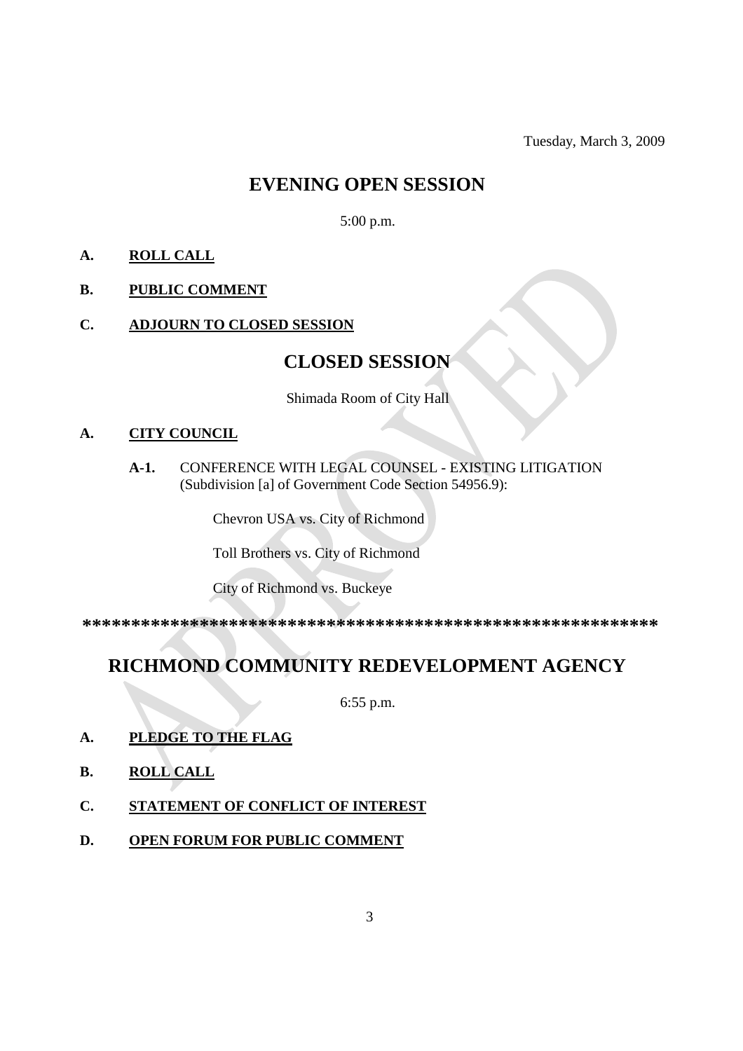Tuesday, March 3, 2009

# EVENING OPEN SESSION

5:00 p.m.

**A. ROLL CALL**

**B. PUBLIC COMMENT**

**C. ADJOURN TO CLOSED SESSION**

# CLOSED SESSION

Shimada Room of City Hall

**A. CITY COUNCIL**

**A-1.** CONFERENCE WITH LEGAL COUNSEL - EXISTING LITIGATION (Subdivision [a] of Government Code Section 54956.9):

Chevron USA vs. City of Richmond

Toll Brothers vs. City of Richmond

City of Richmond vs. Buckeye

**\*\*\*\*\*\*\*\*\*\*\*\*\*\*\*\*\*\*\*\*\*\*\*\*\*\*\*\*\*\*\*\*\*\*\*\*\*\*\*\*\*\*\*\*\*\*\*\*\*\*\*\*\*\*\*\*\*\*\*\***

# RICHMOND COMMUNITY REDEVELOPMENT AGENCY

6:55 p.m.

**A. PLEDGE TO THE FLAG**

**B. ROLL CALL**

**C. STATEMENT OF CONFLICT OF INTEREST**

**D. OPEN FORUM FOR PUBLIC COMMENT**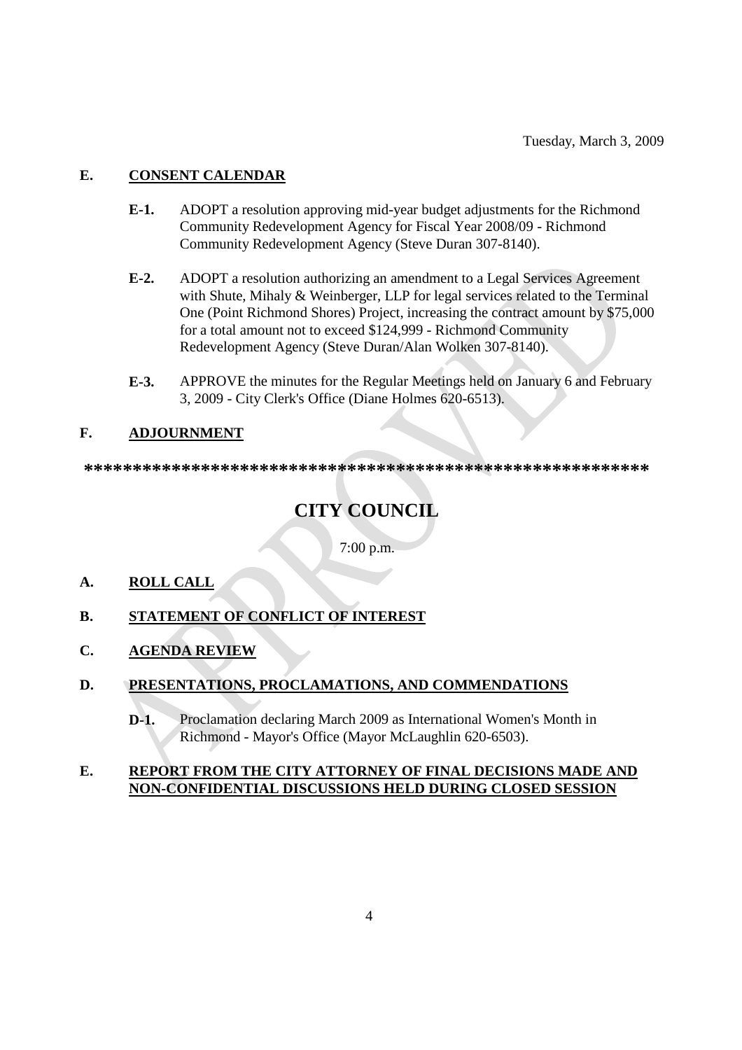Tuesday, March 3, 2009

**E. CONSENT CALENDAR**

- **E-1.** ADOPT a resolution approving mid-year budget adjustments for the Richmond Community Redevelopment Agency for Fiscal Year 2008/09 - Richmond Community Redevelopment Agency (Steve Duran 307-8140).

- **E-2.** ADOPT a resolution authorizing an amendment to a Legal Services Agreement with Shute, Mihaly & Weinberger, LLP for legal services related to the Terminal One (Point Richmond Shores) Project, increasing the contract amount by $75,000 for a total amount not to exceed $124,999 - Richmond Community Redevelopment Agency (Steve Duran/Alan Wolken 307-8140).

- **E-3.** APPROVE the minutes for the Regular Meetings held on January 6 and February 3, 2009 - City Clerk's Office (Diane Holmes 620-6513).

**F. ADJOURNMENT**

**************************************************************

# CITY COUNCIL

7:00 p.m.

**A. ROLL CALL**

**B. STATEMENT OF CONFLICT OF INTEREST**

**C. AGENDA REVIEW**

**D. PRESENTATIONS, PROCLAMATIONS, AND COMMENDATIONS**

- **D-1.** Proclamation declaring March 2009 as International Women's Month in Richmond - Mayor's Office (Mayor McLaughlin 620-6503).

**E. REPORT FROM THE CITY ATTORNEY OF FINAL DECISIONS MADE AND NON-CONFIDENTIAL DISCUSSIONS HELD DURING CLOSED SESSION**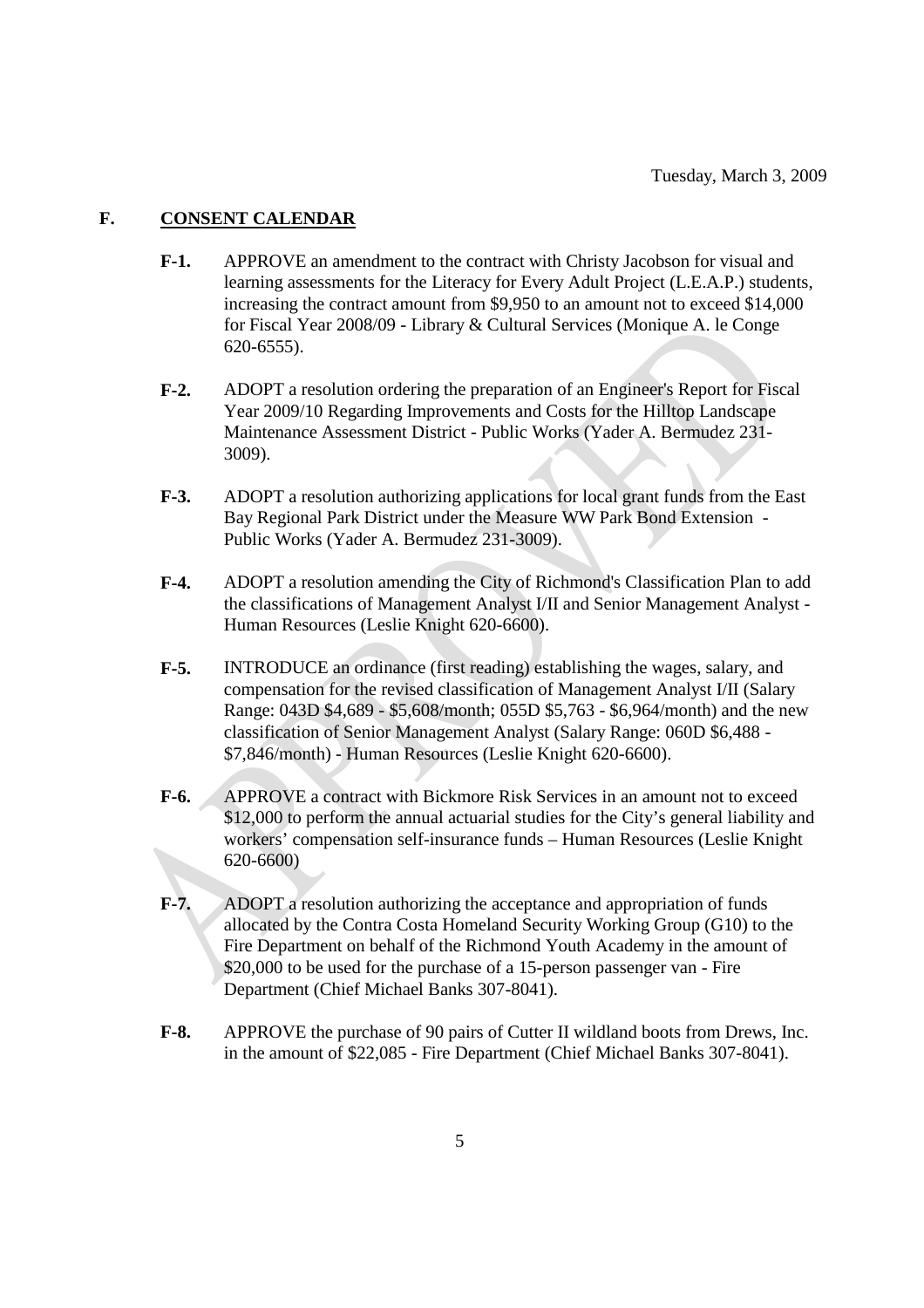Tuesday, March 3, 2009

## F. CONSENT CALENDAR

**F-1.** APPROVE an amendment to the contract with Christy Jacobson for visual and learning assessments for the Literacy for Every Adult Project (L.E.A.P.) students, increasing the contract amount from $9,950 to an amount not to exceed $14,000 for Fiscal Year 2008/09 - Library & Cultural Services (Monique A. le Conge 620-6555).

**F-2.** ADOPT a resolution ordering the preparation of an Engineer's Report for Fiscal Year 2009/10 Regarding Improvements and Costs for the Hilltop Landscape Maintenance Assessment District - Public Works (Yader A. Bermudez 231-3009).

**F-3.** ADOPT a resolution authorizing applications for local grant funds from the East Bay Regional Park District under the Measure WW Park Bond Extension - Public Works (Yader A. Bermudez 231-3009).

**F-4.** ADOPT a resolution amending the City of Richmond's Classification Plan to add the classifications of Management Analyst I/II and Senior Management Analyst - Human Resources (Leslie Knight 620-6600).

**F-5.** INTRODUCE an ordinance (first reading) establishing the wages, salary, and compensation for the revised classification of Management Analyst I/II (Salary Range: 043D $4,689 - $5,608/month; 055D $5,763 - $6,964/month) and the new classification of Senior Management Analyst (Salary Range: 060D $6,488 - $7,846/month) - Human Resources (Leslie Knight 620-6600).

**F-6.** APPROVE a contract with Bickmore Risk Services in an amount not to exceed $12,000 to perform the annual actuarial studies for the City's general liability and workers' compensation self-insurance funds – Human Resources (Leslie Knight 620-6600)

**F-7.** ADOPT a resolution authorizing the acceptance and appropriation of funds allocated by the Contra Costa Homeland Security Working Group (G10) to the Fire Department on behalf of the Richmond Youth Academy in the amount of $20,000 to be used for the purchase of a 15-person passenger van - Fire Department (Chief Michael Banks 307-8041).

**F-8.** APPROVE the purchase of 90 pairs of Cutter II wildland boots from Drews, Inc. in the amount of $22,085 - Fire Department (Chief Michael Banks 307-8041).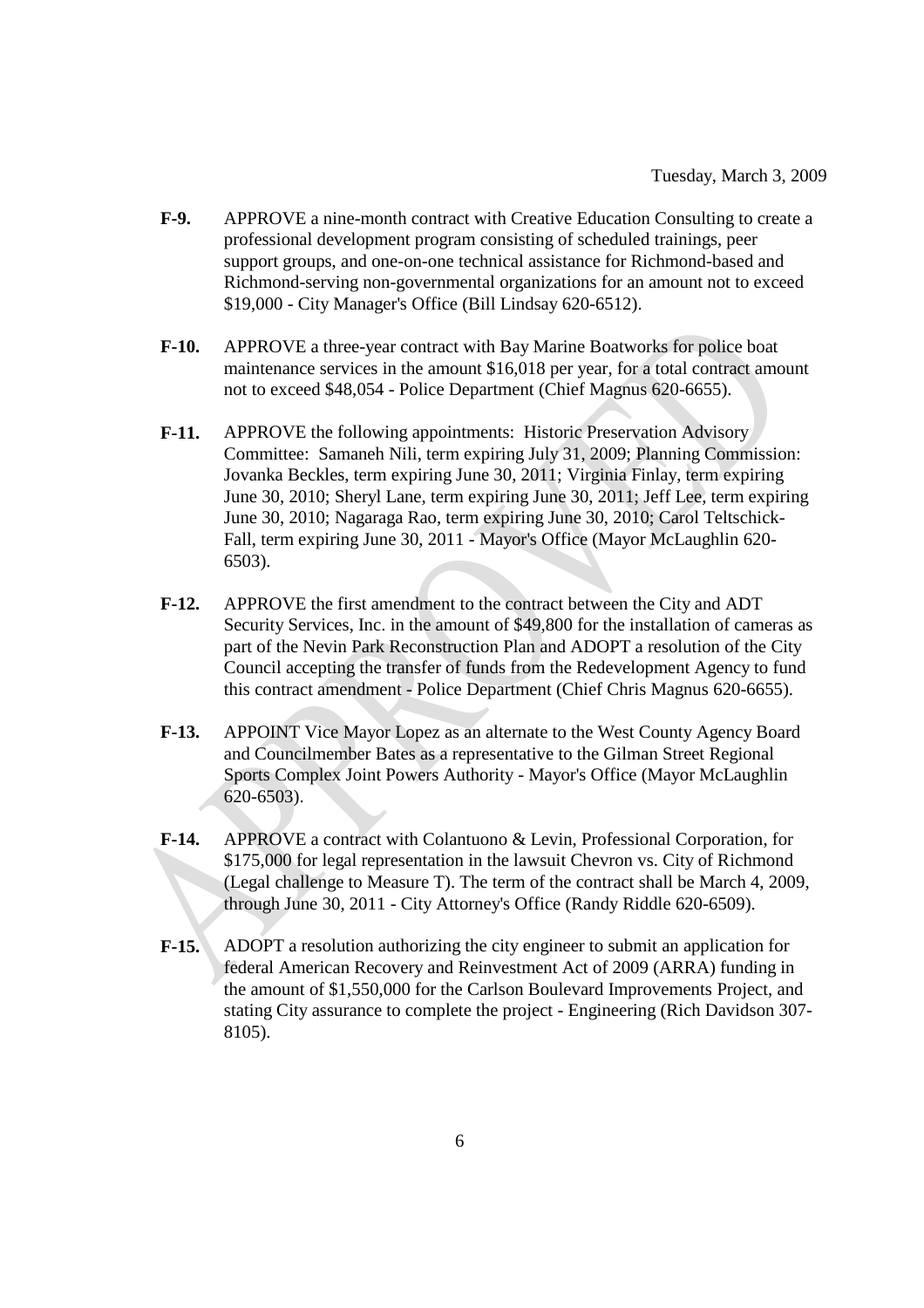Tuesday, March 3, 2009

**F-9.** APPROVE a nine-month contract with Creative Education Consulting to create a professional development program consisting of scheduled trainings, peer support groups, and one-on-one technical assistance for Richmond-based and Richmond-serving non-governmental organizations for an amount not to exceed $19,000 - City Manager's Office (Bill Lindsay 620-6512).

**F-10.** APPROVE a three-year contract with Bay Marine Boatworks for police boat maintenance services in the amount $16,018 per year, for a total contract amount not to exceed $48,054 - Police Department (Chief Magnus 620-6655).

**F-11.** APPROVE the following appointments: Historic Preservation Advisory Committee: Samaneh Nili, term expiring July 31, 2009; Planning Commission: Jovanka Beckles, term expiring June 30, 2011; Virginia Finlay, term expiring June 30, 2010; Sheryl Lane, term expiring June 30, 2011; Jeff Lee, term expiring June 30, 2010; Nagaraga Rao, term expiring June 30, 2010; Carol Teltschick-Fall, term expiring June 30, 2011 - Mayor's Office (Mayor McLaughlin 620-6503).

**F-12.** APPROVE the first amendment to the contract between the City and ADT Security Services, Inc. in the amount of $49,800 for the installation of cameras as part of the Nevin Park Reconstruction Plan and ADOPT a resolution of the City Council accepting the transfer of funds from the Redevelopment Agency to fund this contract amendment - Police Department (Chief Chris Magnus 620-6655).

**F-13.** APPOINT Vice Mayor Lopez as an alternate to the West County Agency Board and Councilmember Bates as a representative to the Gilman Street Regional Sports Complex Joint Powers Authority - Mayor's Office (Mayor McLaughlin 620-6503).

**F-14.** APPROVE a contract with Colantuono & Levin, Professional Corporation, for $175,000 for legal representation in the lawsuit Chevron vs. City of Richmond (Legal challenge to Measure T). The term of the contract shall be March 4, 2009, through June 30, 2011 - City Attorney's Office (Randy Riddle 620-6509).

**F-15.** ADOPT a resolution authorizing the city engineer to submit an application for federal American Recovery and Reinvestment Act of 2009 (ARRA) funding in the amount of $1,550,000 for the Carlson Boulevard Improvements Project, and stating City assurance to complete the project - Engineering (Rich Davidson 307-8105).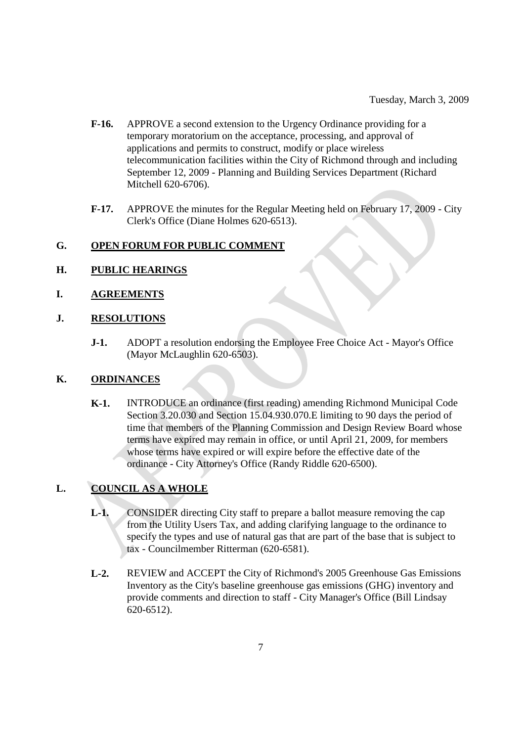Tuesday, March 3, 2009

**F-16.** APPROVE a second extension to the Urgency Ordinance providing for a temporary moratorium on the acceptance, processing, and approval of applications and permits to construct, modify or place wireless telecommunication facilities within the City of Richmond through and including September 12, 2009 - Planning and Building Services Department (Richard Mitchell 620-6706).

**F-17.** APPROVE the minutes for the Regular Meeting held on February 17, 2009 - City Clerk's Office (Diane Holmes 620-6513).

## G. OPEN FORUM FOR PUBLIC COMMENT

## H. PUBLIC HEARINGS

## I. AGREEMENTS

## J. RESOLUTIONS

**J-1.** ADOPT a resolution endorsing the Employee Free Choice Act - Mayor's Office (Mayor McLaughlin 620-6503).

## K. ORDINANCES

**K-1.** INTRODUCE an ordinance (first reading) amending Richmond Municipal Code Section 3.20.030 and Section 15.04.930.070.E limiting to 90 days the period of time that members of the Planning Commission and Design Review Board whose terms have expired may remain in office, or until April 21, 2009, for members whose terms have expired or will expire before the effective date of the ordinance - City Attorney's Office (Randy Riddle 620-6500).

## L. COUNCIL AS A WHOLE

**L-1.** CONSIDER directing City staff to prepare a ballot measure removing the cap from the Utility Users Tax, and adding clarifying language to the ordinance to specify the types and use of natural gas that are part of the base that is subject to tax - Councilmember Ritterman (620-6581).

**L-2.** REVIEW and ACCEPT the City of Richmond's 2005 Greenhouse Gas Emissions Inventory as the City's baseline greenhouse gas emissions (GHG) inventory and provide comments and direction to staff - City Manager's Office (Bill Lindsay 620-6512).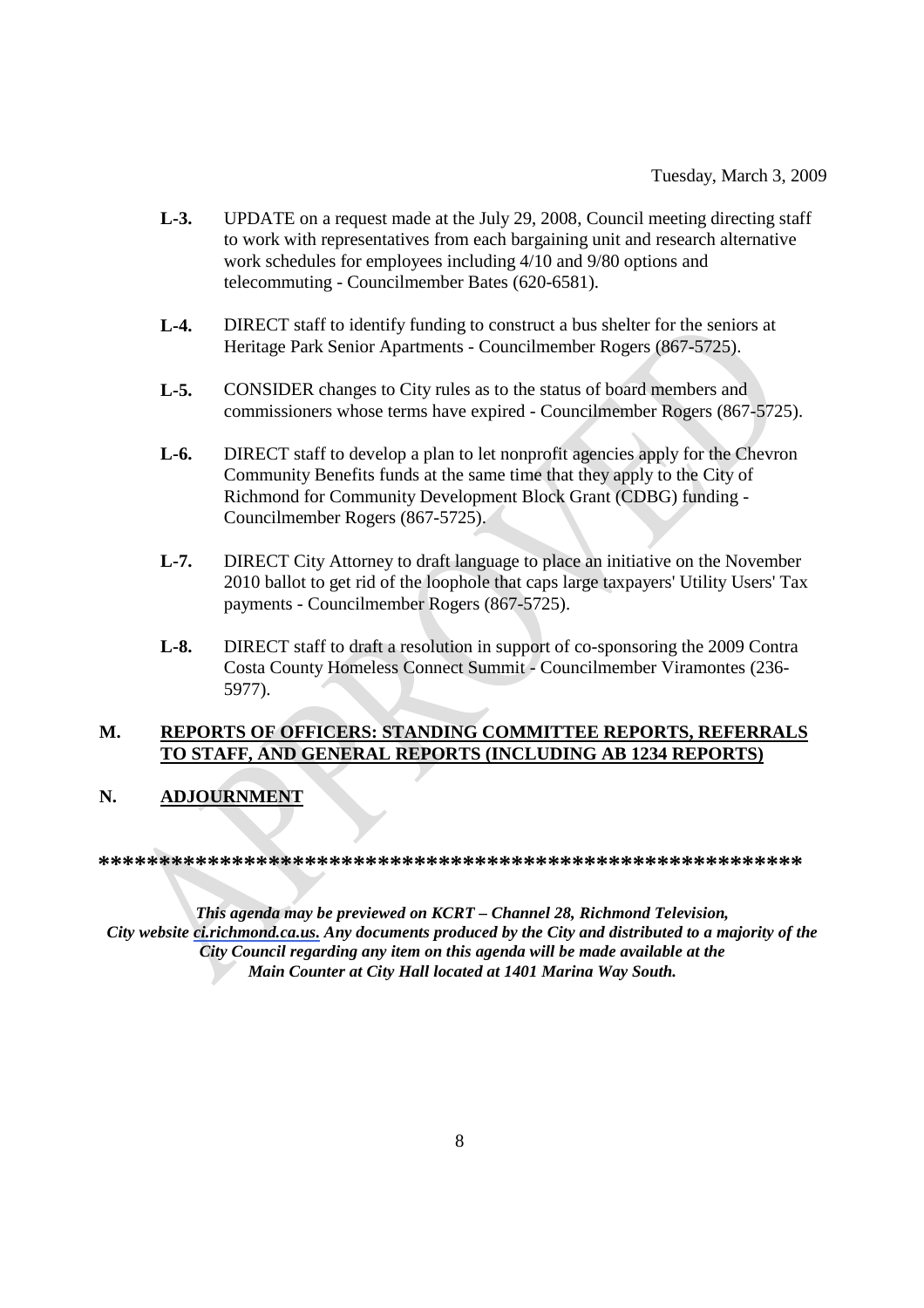Tuesday, March 3, 2009

**L-3.** UPDATE on a request made at the July 29, 2008, Council meeting directing staff to work with representatives from each bargaining unit and research alternative work schedules for employees including 4/10 and 9/80 options and telecommuting - Councilmember Bates (620-6581).

**L-4.** DIRECT staff to identify funding to construct a bus shelter for the seniors at Heritage Park Senior Apartments - Councilmember Rogers (867-5725).

**L-5.** CONSIDER changes to City rules as to the status of board members and commissioners whose terms have expired - Councilmember Rogers (867-5725).

**L-6.** DIRECT staff to develop a plan to let nonprofit agencies apply for the Chevron Community Benefits funds at the same time that they apply to the City of Richmond for Community Development Block Grant (CDBG) funding - Councilmember Rogers (867-5725).

**L-7.** DIRECT City Attorney to draft language to place an initiative on the November 2010 ballot to get rid of the loophole that caps large taxpayers' Utility Users' Tax payments - Councilmember Rogers (867-5725).

**L-8.** DIRECT staff to draft a resolution in support of co-sponsoring the 2009 Contra Costa County Homeless Connect Summit - Councilmember Viramontes (236-5977).

## M. REPORTS OF OFFICERS: STANDING COMMITTEE REPORTS, REFERRALS TO STAFF, AND GENERAL REPORTS (INCLUDING AB 1234 REPORTS)

## N. ADJOURNMENT

**************************************************************

***This agenda may be previewed on KCRT – Channel 28, Richmond Television, City website ci.richmond.ca.us. Any documents produced by the City and distributed to a majority of the City Council regarding any item on this agenda will be made available at the Main Counter at City Hall located at 1401 Marina Way South.***